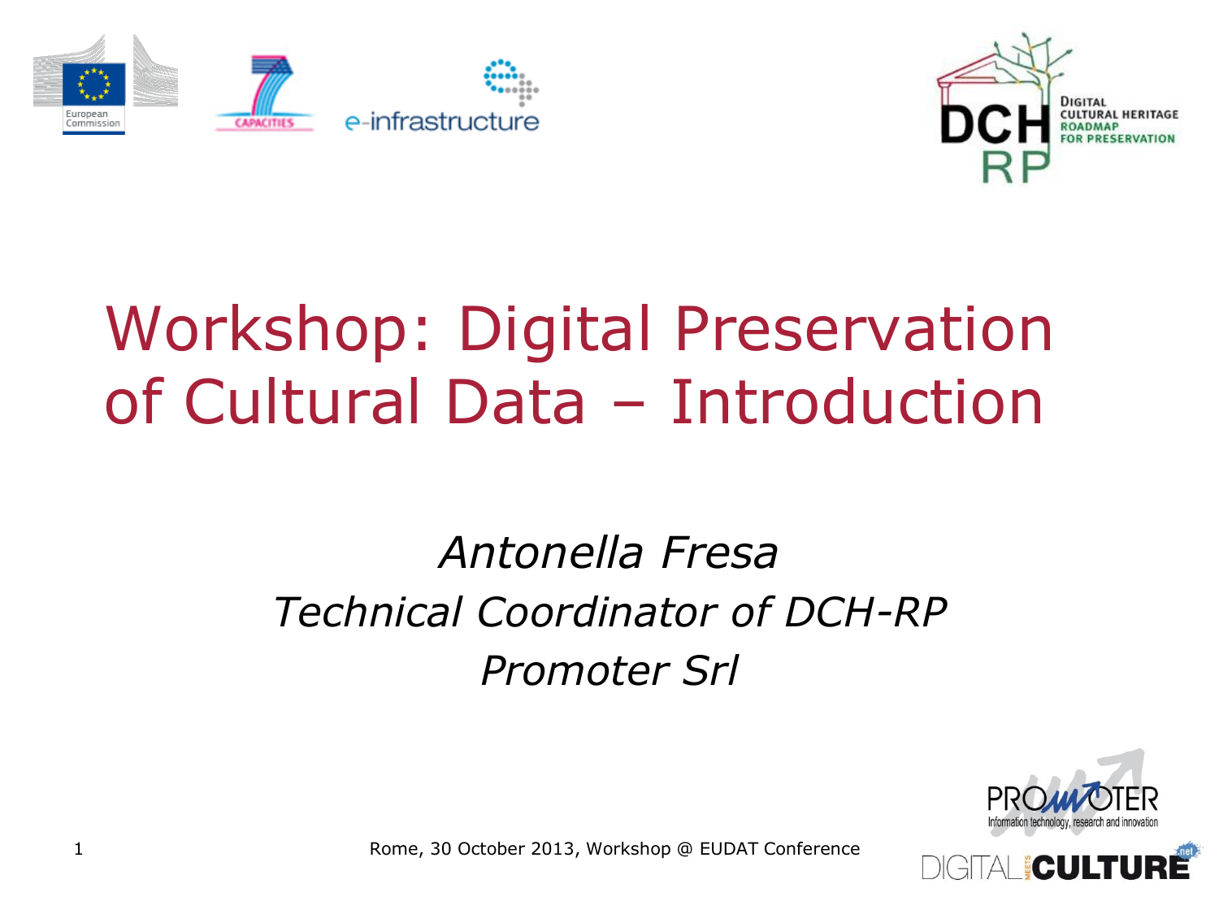# Workshop: Digital Preservation of Cultural Data – Introduction

*Antonella Fresa*
*Technical Coordinator of DCH-RP*
*Promoter Srl*

Rome, 30 October 2013, Workshop @ EUDAT Conference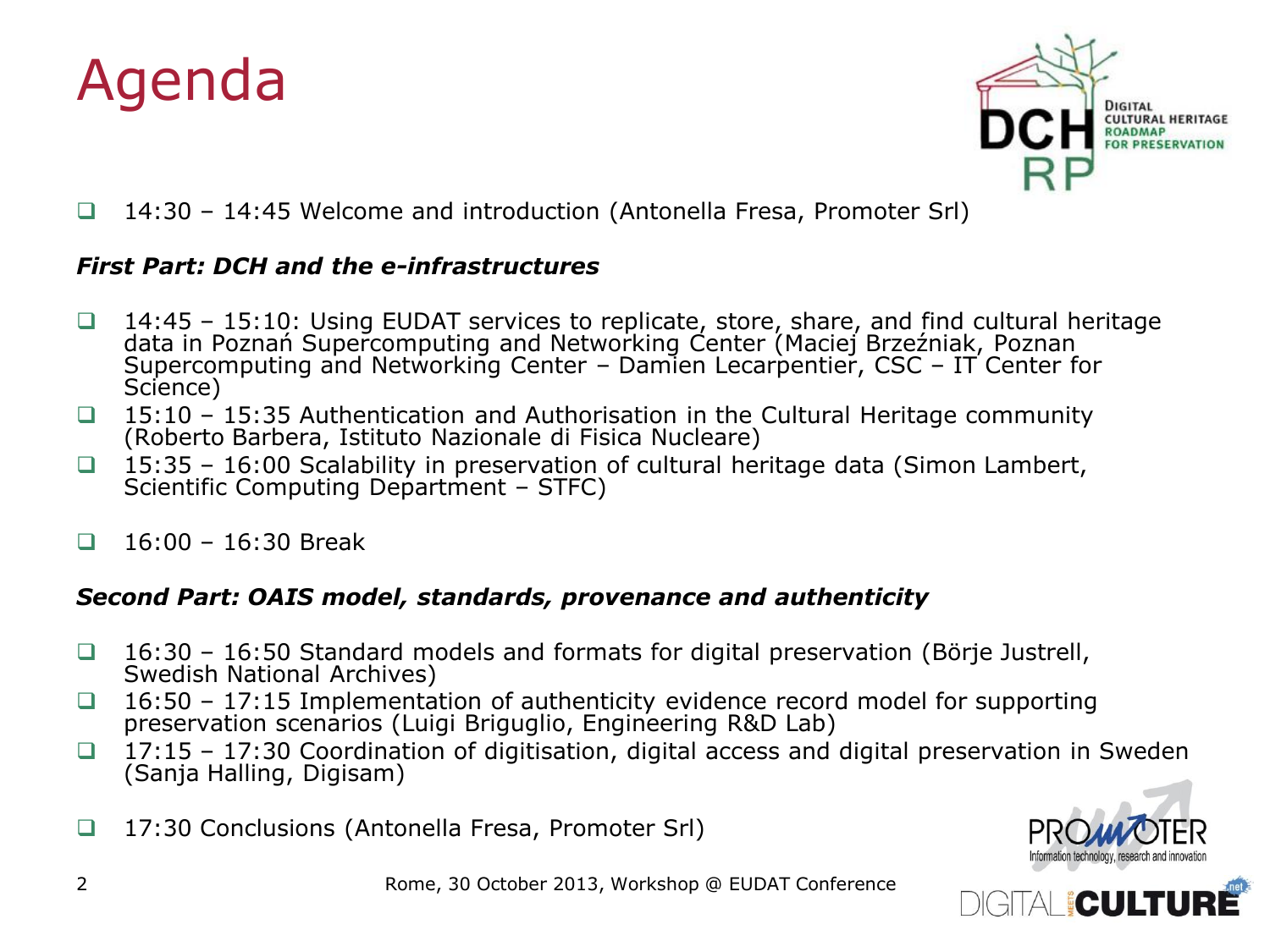# Agenda

- 14:30 – 14:45 Welcome and introduction (Antonella Fresa, Promoter Srl)

***First Part: DCH and the e-infrastructures***

- 14:45 – 15:10: Using EUDAT services to replicate, store, share, and find cultural heritage data in Poznań Supercomputing and Networking Center (Maciej Brzeźniak, Poznan Supercomputing and Networking Center – Damien Lecarpentier, CSC – IT Center for Science)
- 15:10 – 15:35 Authentication and Authorisation in the Cultural Heritage community (Roberto Barbera, Istituto Nazionale di Fisica Nucleare)
- 15:35 – 16:00 Scalability in preservation of cultural heritage data (Simon Lambert, Scientific Computing Department – STFC)

- 16:00 – 16:30 Break

***Second Part: OAIS model, standards, provenance and authenticity***

- 16:30 – 16:50 Standard models and formats for digital preservation (Börje Justrell, Swedish National Archives)
- 16:50 – 17:15 Implementation of authenticity evidence record model for supporting preservation scenarios (Luigi Briguglio, Engineering R&D Lab)
- 17:15 – 17:30 Coordination of digitisation, digital access and digital preservation in Sweden (Sanja Halling, Digisam)

- 17:30 Conclusions (Antonella Fresa, Promoter Srl)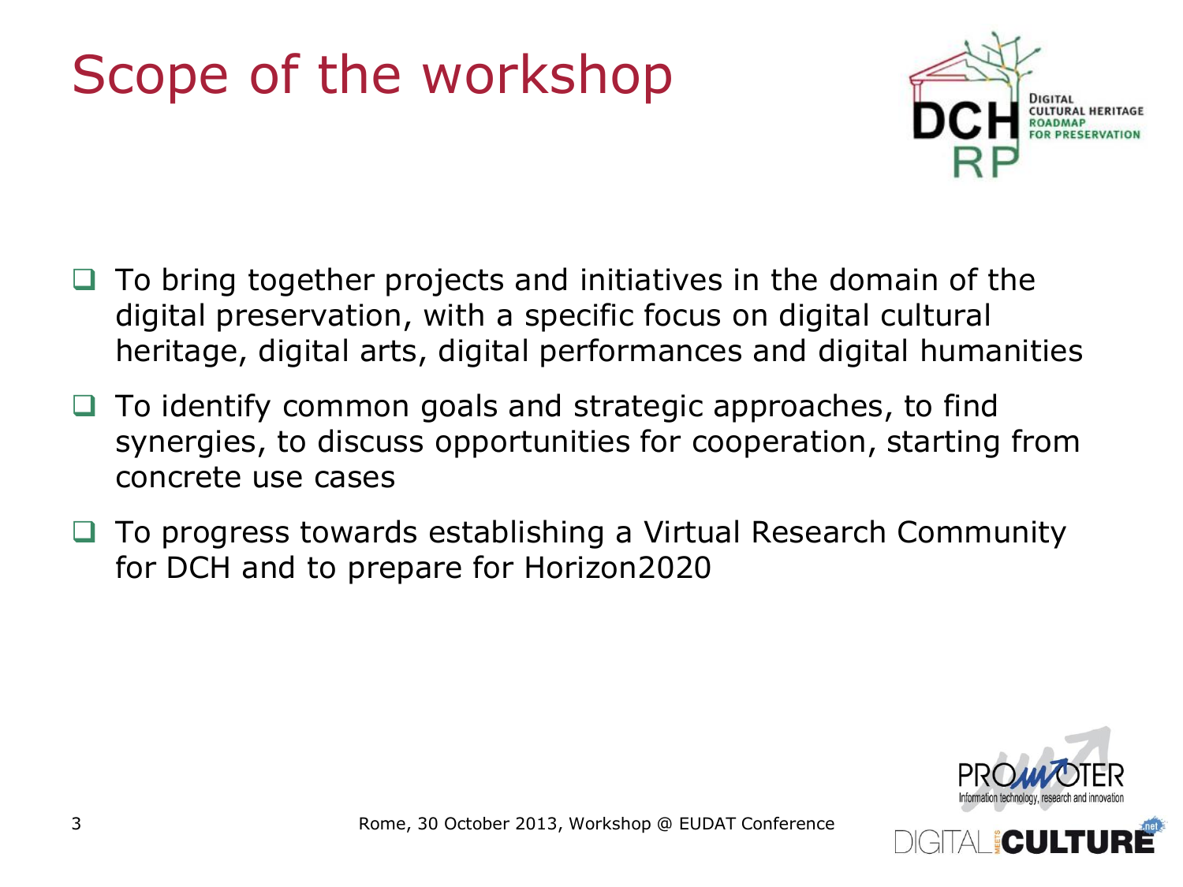# Scope of the workshop

- To bring together projects and initiatives in the domain of the digital preservation, with a specific focus on digital cultural heritage, digital arts, digital performances and digital humanities
- To identify common goals and strategic approaches, to find synergies, to discuss opportunities for cooperation, starting from concrete use cases
- To progress towards establishing a Virtual Research Community for DCH and to prepare for Horizon2020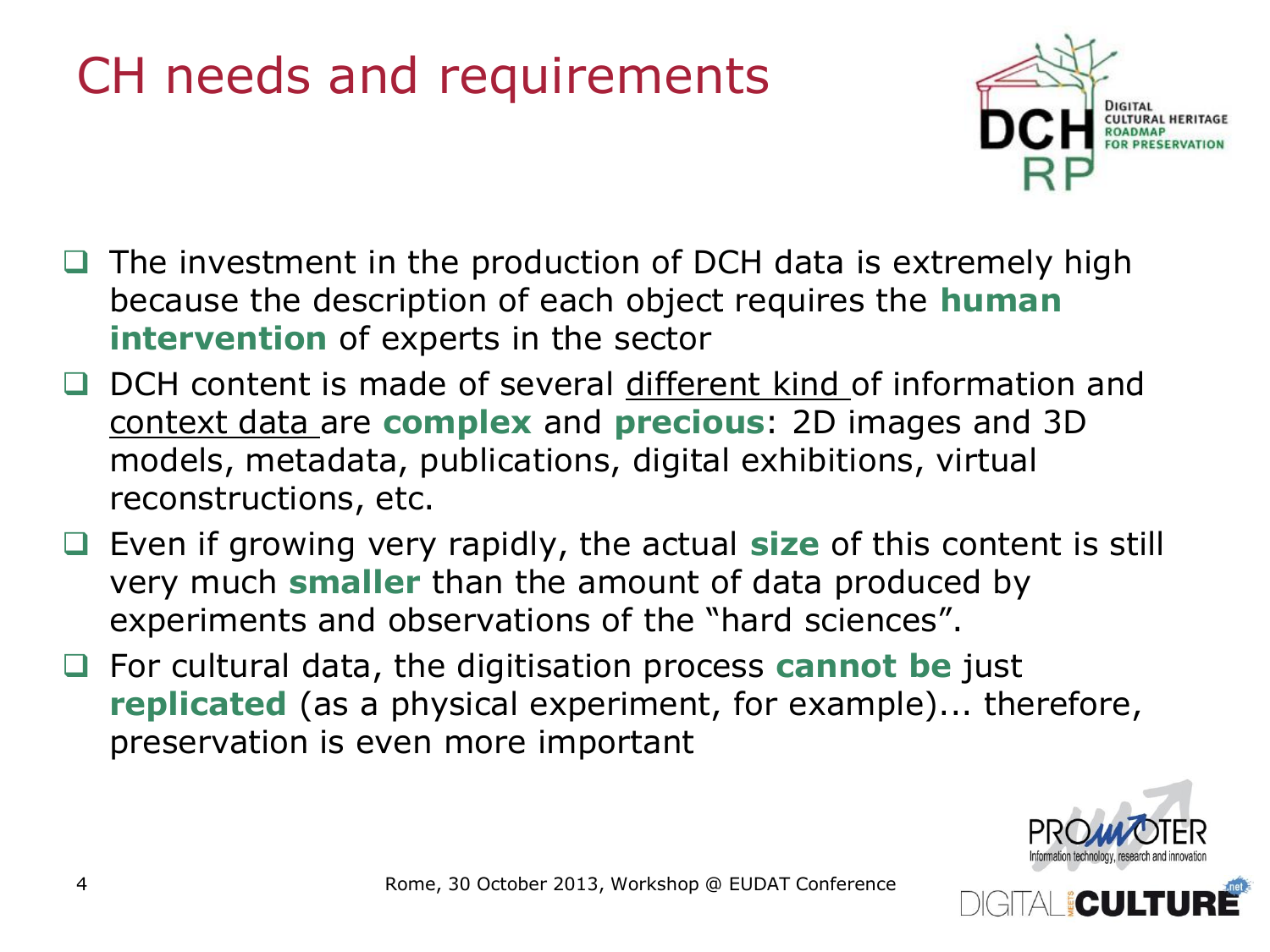# CH needs and requirements

- The investment in the production of DCH data is extremely high because the description of each object requires the **human intervention** of experts in the sector
- DCH content is made of several different kind of information and context data are **complex** and **precious**: 2D images and 3D models, metadata, publications, digital exhibitions, virtual reconstructions, etc.
- Even if growing very rapidly, the actual **size** of this content is still very much **smaller** than the amount of data produced by experiments and observations of the "hard sciences".
- For cultural data, the digitisation process **cannot be** just **replicated** (as a physical experiment, for example)... therefore, preservation is even more important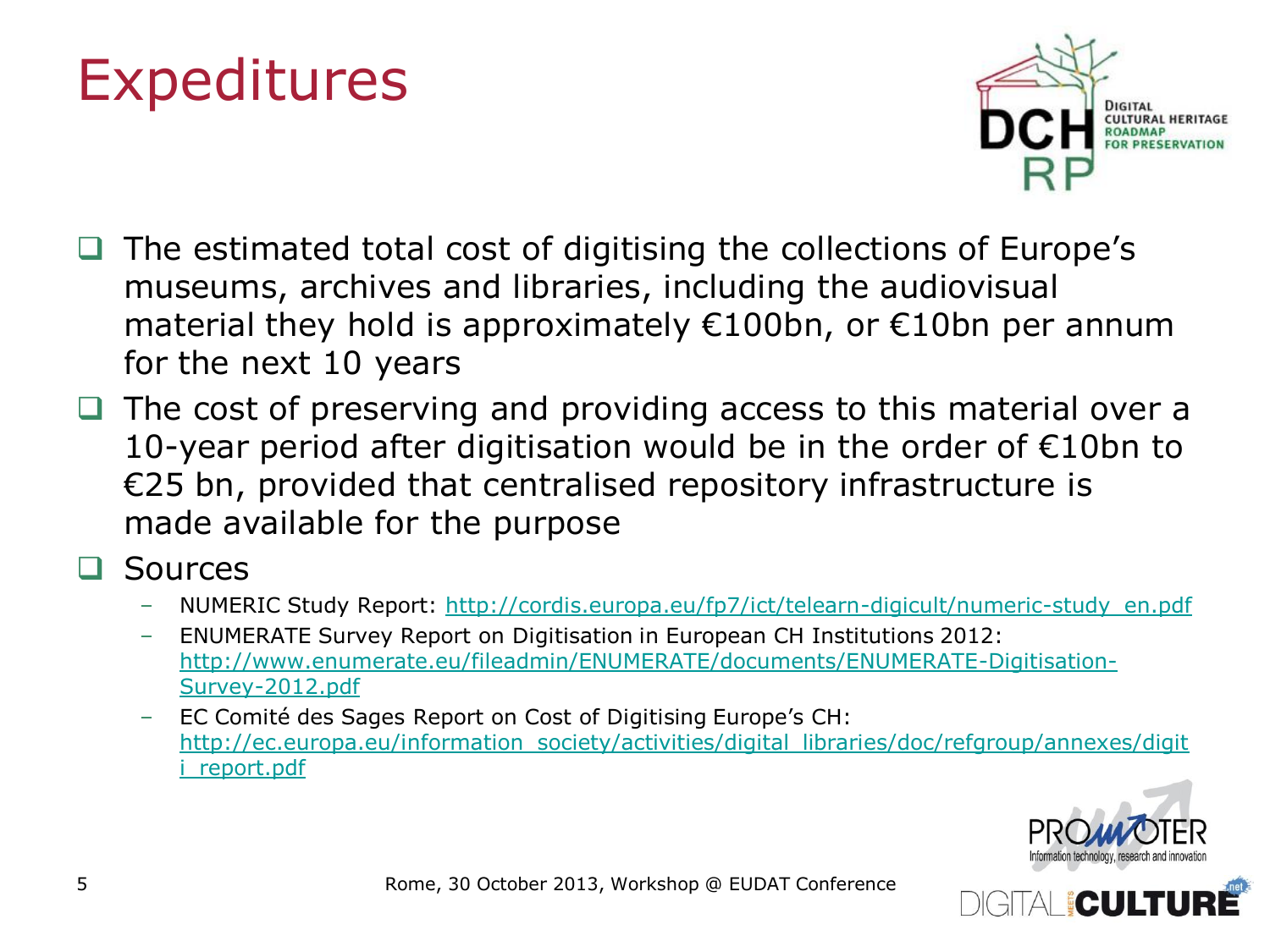# Expeditures

- The estimated total cost of digitising the collections of Europe's museums, archives and libraries, including the audiovisual material they hold is approximately €100bn, or €10bn per annum for the next 10 years
- The cost of preserving and providing access to this material over a 10-year period after digitisation would be in the order of €10bn to €25 bn, provided that centralised repository infrastructure is made available for the purpose
- Sources
  - NUMERIC Study Report: http://cordis.europa.eu/fp7/ict/telearn-digicult/numeric-study_en.pdf
  - ENUMERATE Survey Report on Digitisation in European CH Institutions 2012: http://www.enumerate.eu/fileadmin/ENUMERATE/documents/ENUMERATE-Digitisation-Survey-2012.pdf
  - EC Comité des Sages Report on Cost of Digitising Europe's CH: http://ec.europa.eu/information_society/activities/digital_libraries/doc/refgroup/annexes/digiti_report.pdf

Rome, 30 October 2013, Workshop @ EUDAT Conference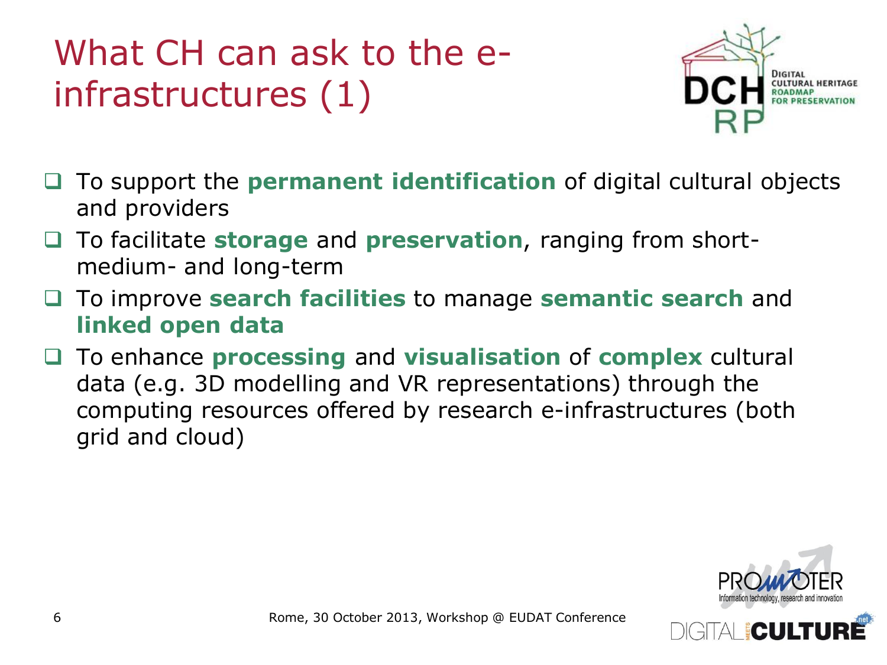# What CH can ask to the e-infrastructures (1)

- To support the **permanent identification** of digital cultural objects and providers
- To facilitate **storage** and **preservation**, ranging from short-medium- and long-term
- To improve **search facilities** to manage **semantic search** and **linked open data**
- To enhance **processing** and **visualisation** of **complex** cultural data (e.g. 3D modelling and VR representations) through the computing resources offered by research e-infrastructures (both grid and cloud)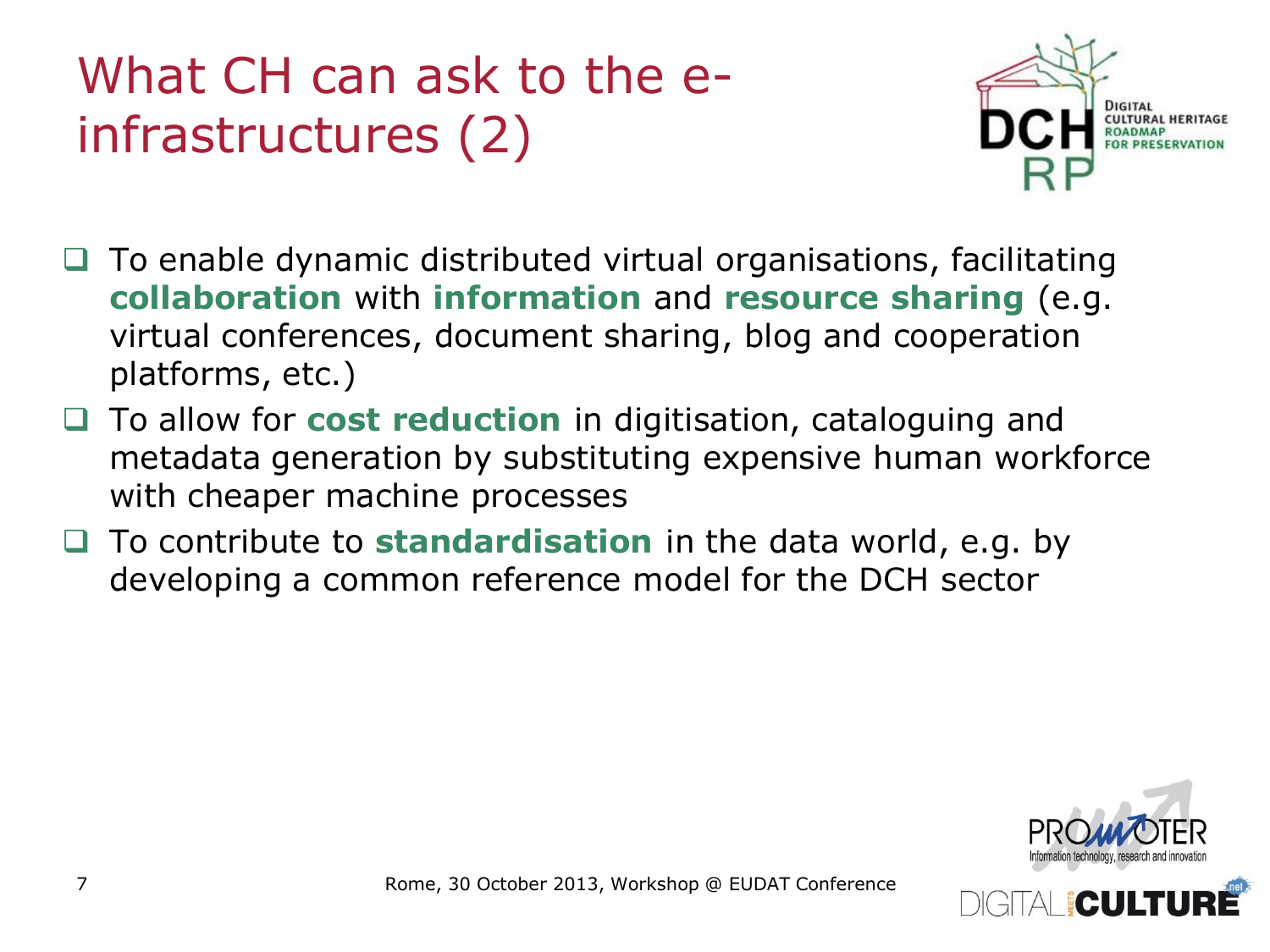# What CH can ask to the e-infrastructures (2)

- To enable dynamic distributed virtual organisations, facilitating **collaboration** with **information** and **resource sharing** (e.g. virtual conferences, document sharing, blog and cooperation platforms, etc.)
- To allow for **cost reduction** in digitisation, cataloguing and metadata generation by substituting expensive human workforce with cheaper machine processes
- To contribute to **standardisation** in the data world, e.g. by developing a common reference model for the DCH sector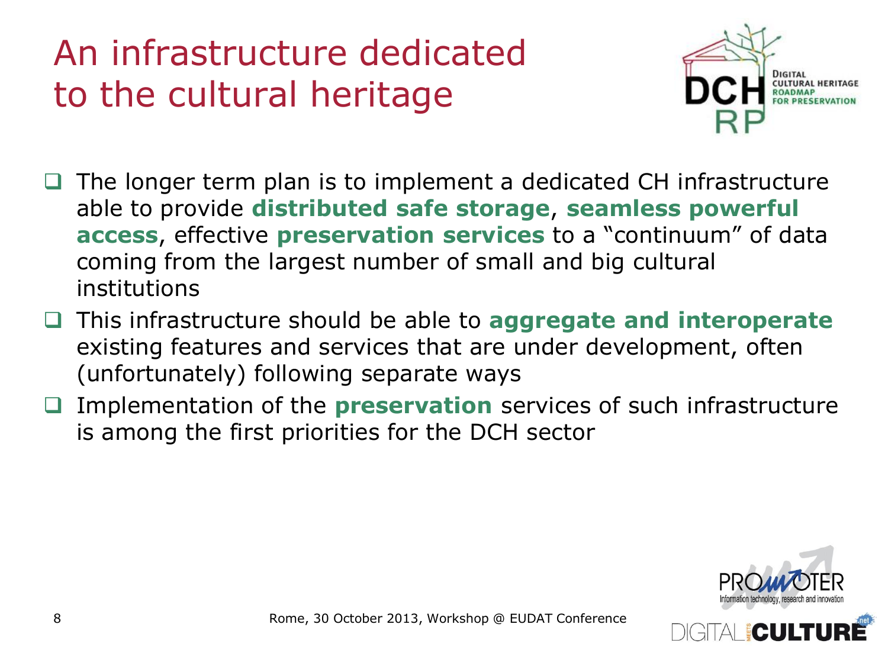# An infrastructure dedicated to the cultural heritage

- The longer term plan is to implement a dedicated CH infrastructure able to provide **distributed safe storage**, **seamless powerful access**, effective **preservation services** to a "continuum" of data coming from the largest number of small and big cultural institutions
- This infrastructure should be able to **aggregate and interoperate** existing features and services that are under development, often (unfortunately) following separate ways
- Implementation of the **preservation** services of such infrastructure is among the first priorities for the DCH sector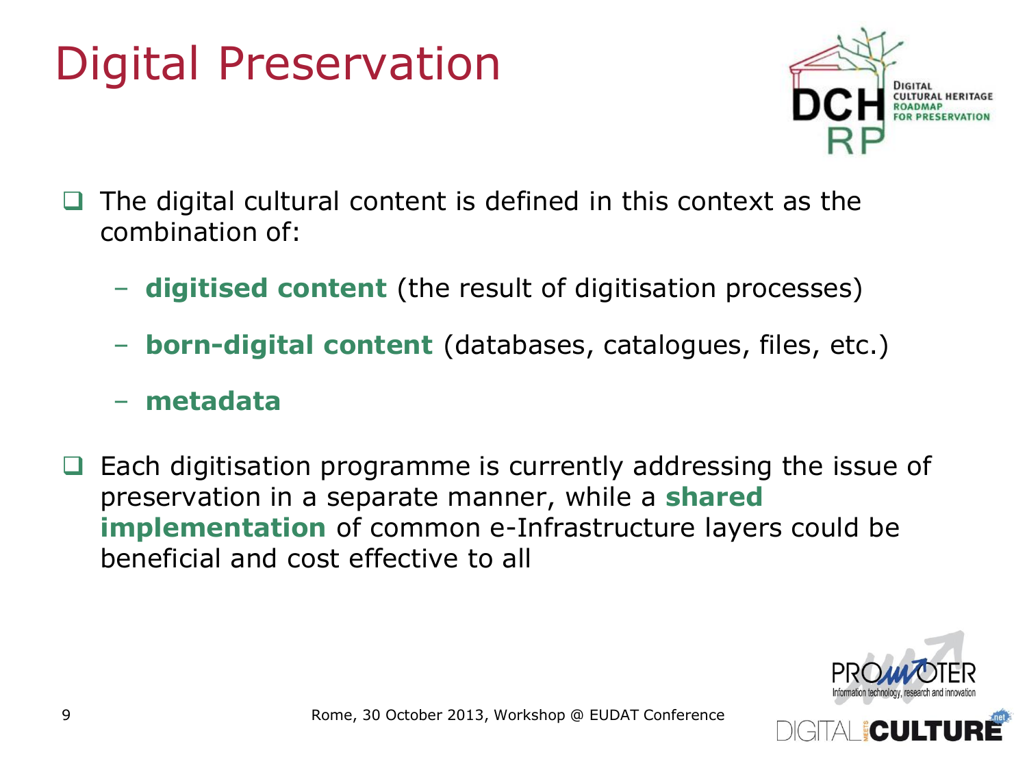# Digital Preservation

- The digital cultural content is defined in this context as the combination of:
  - **digitised content** (the result of digitisation processes)
  - **born-digital content** (databases, catalogues, files, etc.)
  - **metadata**
- Each digitisation programme is currently addressing the issue of preservation in a separate manner, while a **shared implementation** of common e-Infrastructure layers could be beneficial and cost effective to all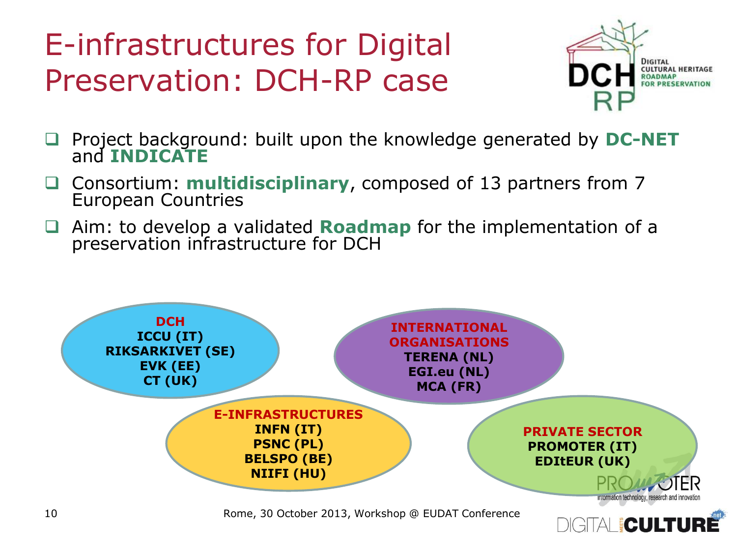# E-infrastructures for Digital Preservation: DCH-RP case

- Project background: built upon the knowledge generated by **DC-NET** and **INDICATE**
- Consortium: **multidisciplinary**, composed of 13 partners from 7 European Countries
- Aim: to develop a validated **Roadmap** for the implementation of a preservation infrastructure for DCH

**DCH**
**ICCU (IT)**
**RIKSARKIVET (SE)**
**EVK (EE)**
**CT (UK)**

**INTERNATIONAL ORGANISATIONS**
**TERENA (NL)**
**EGI.eu (NL)**
**MCA (FR)**

**E-INFRASTRUCTURES**
**INFN (IT)**
**PSNC (PL)**
**BELSPO (BE)**
**NIIFI (HU)**

**PRIVATE SECTOR**
**PROMOTER (IT)**
**EDItEUR (UK)**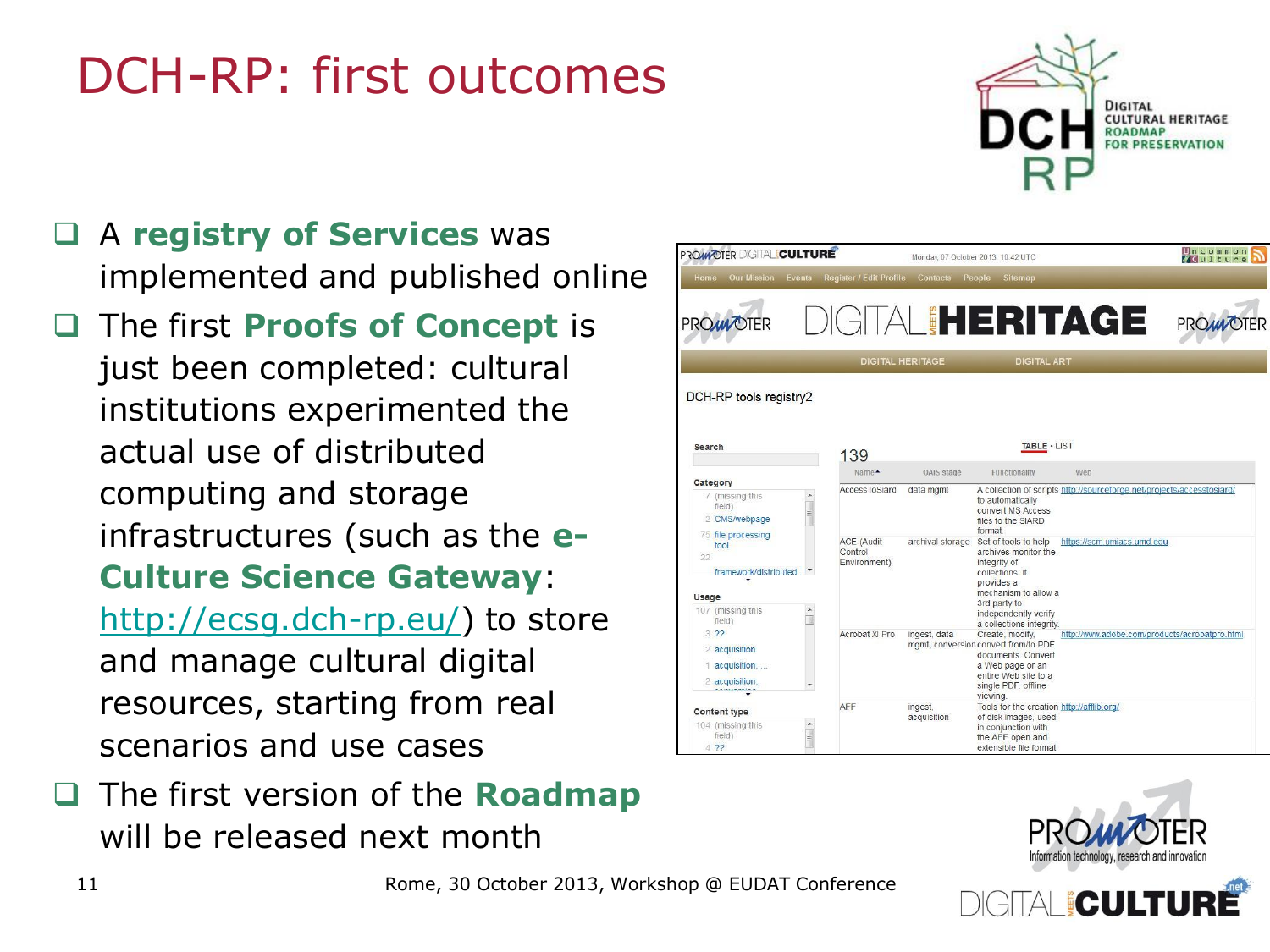# DCH-RP: first outcomes

- A **registry of Services** was implemented and published online
- The first **Proofs of Concept** is just been completed: cultural institutions experimented the actual use of distributed computing and storage infrastructures (such as the **e-Culture Science Gateway**: http://ecsg.dch-rp.eu/) to store and manage cultural digital resources, starting from real scenarios and use cases
- The first version of the **Roadmap** will be released next month

Rome, 30 October 2013, Workshop @ EUDAT Conference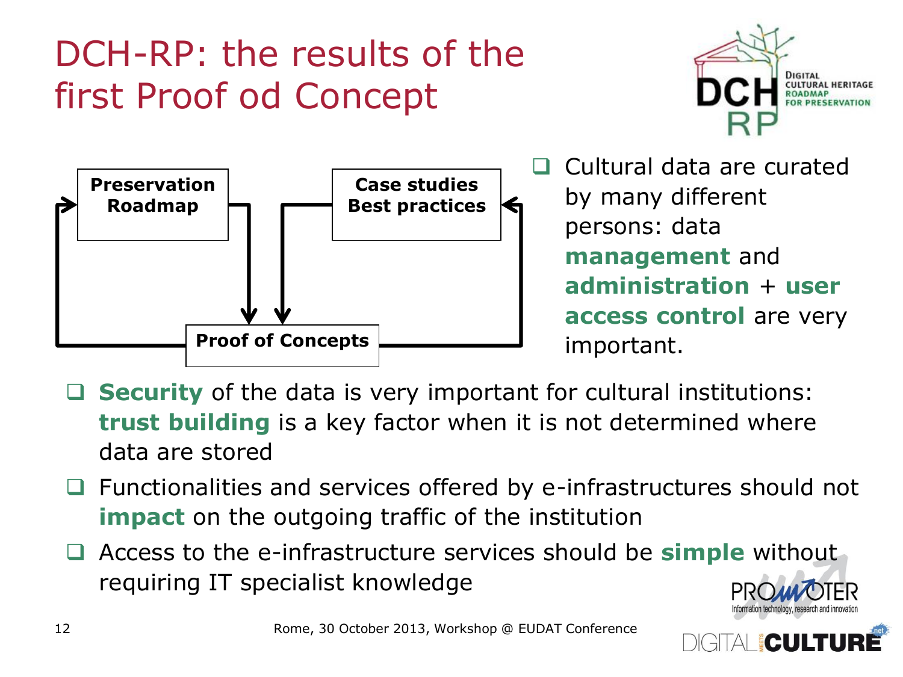# DCH-RP: the results of the first Proof od Concept

Preservation Roadmap

Case studies Best practices

Proof of Concepts

- Cultural data are curated by many different persons: data **management** and **administration** + **user access control** are very important.
- **Security** of the data is very important for cultural institutions: **trust building** is a key factor when it is not determined where data are stored
- Functionalities and services offered by e-infrastructures should not **impact** on the outgoing traffic of the institution
- Access to the e-infrastructure services should be **simple** without requiring IT specialist knowledge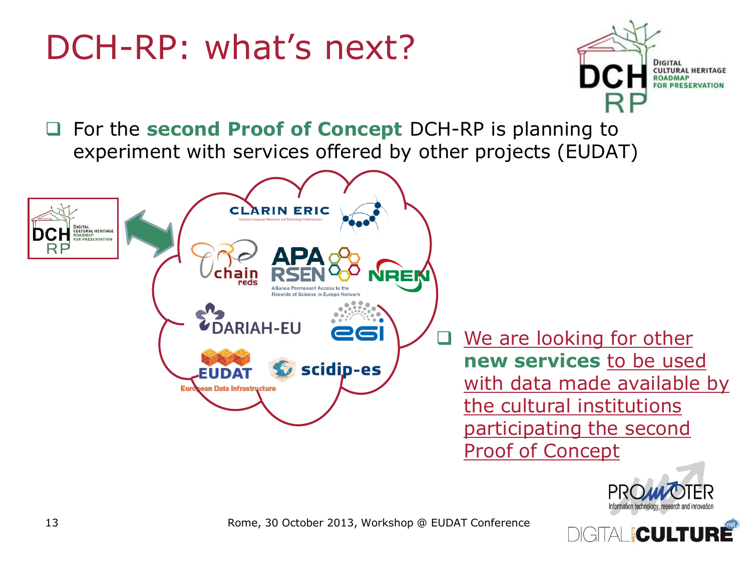# DCH-RP: what's next?

- For the **second Proof of Concept** DCH-RP is planning to experiment with services offered by other projects (EUDAT)

- We are looking for other **new services** to be used with data made available by the cultural institutions participating the second Proof of Concept

Rome, 30 October 2013, Workshop @ EUDAT Conference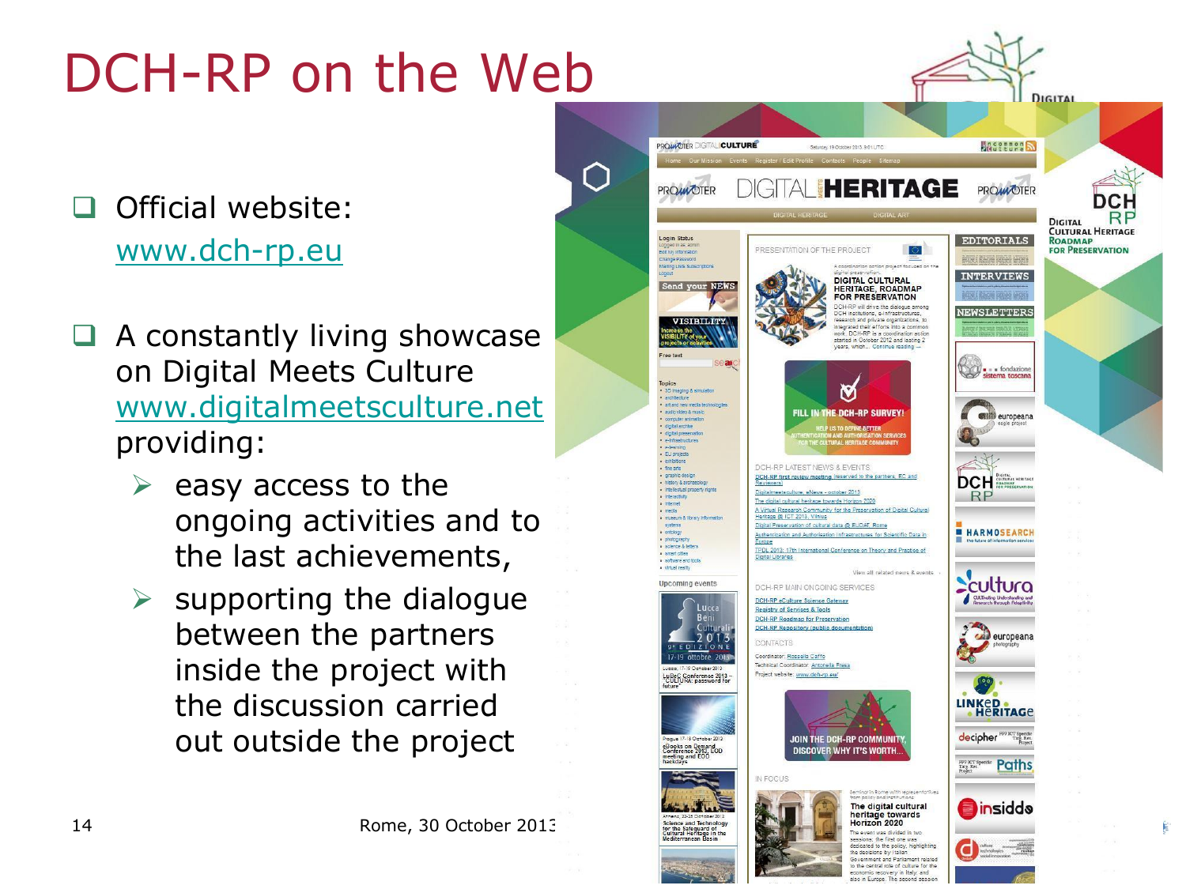# DCH-RP on the Web

- Official website: www.dch-rp.eu
- A constantly living showcase on Digital Meets Culture www.digitalmeetsculture.net providing:
  - easy access to the ongoing activities and to the last achievements,
  - supporting the dialogue between the partners inside the project with the discussion carried out outside the project

Rome, 30 October 2013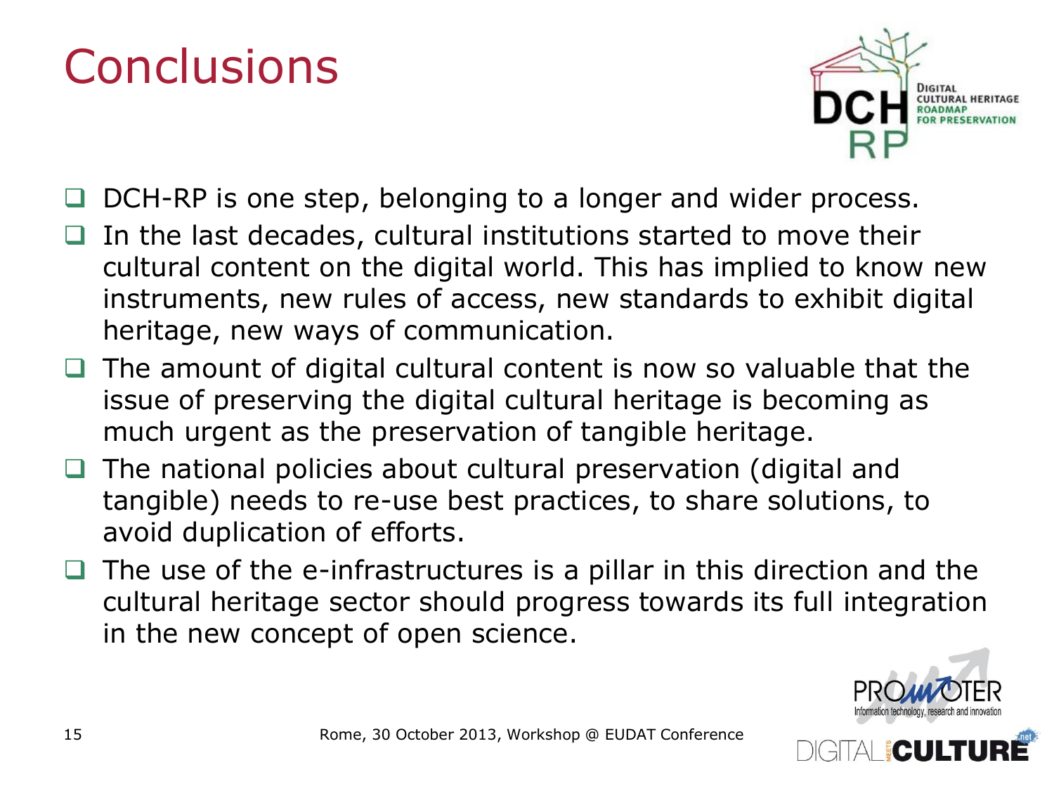# Conclusions

- DCH-RP is one step, belonging to a longer and wider process.
- In the last decades, cultural institutions started to move their cultural content on the digital world. This has implied to know new instruments, new rules of access, new standards to exhibit digital heritage, new ways of communication.
- The amount of digital cultural content is now so valuable that the issue of preserving the digital cultural heritage is becoming as much urgent as the preservation of tangible heritage.
- The national policies about cultural preservation (digital and tangible) needs to re-use best practices, to share solutions, to avoid duplication of efforts.
- The use of the e-infrastructures is a pillar in this direction and the cultural heritage sector should progress towards its full integration in the new concept of open science.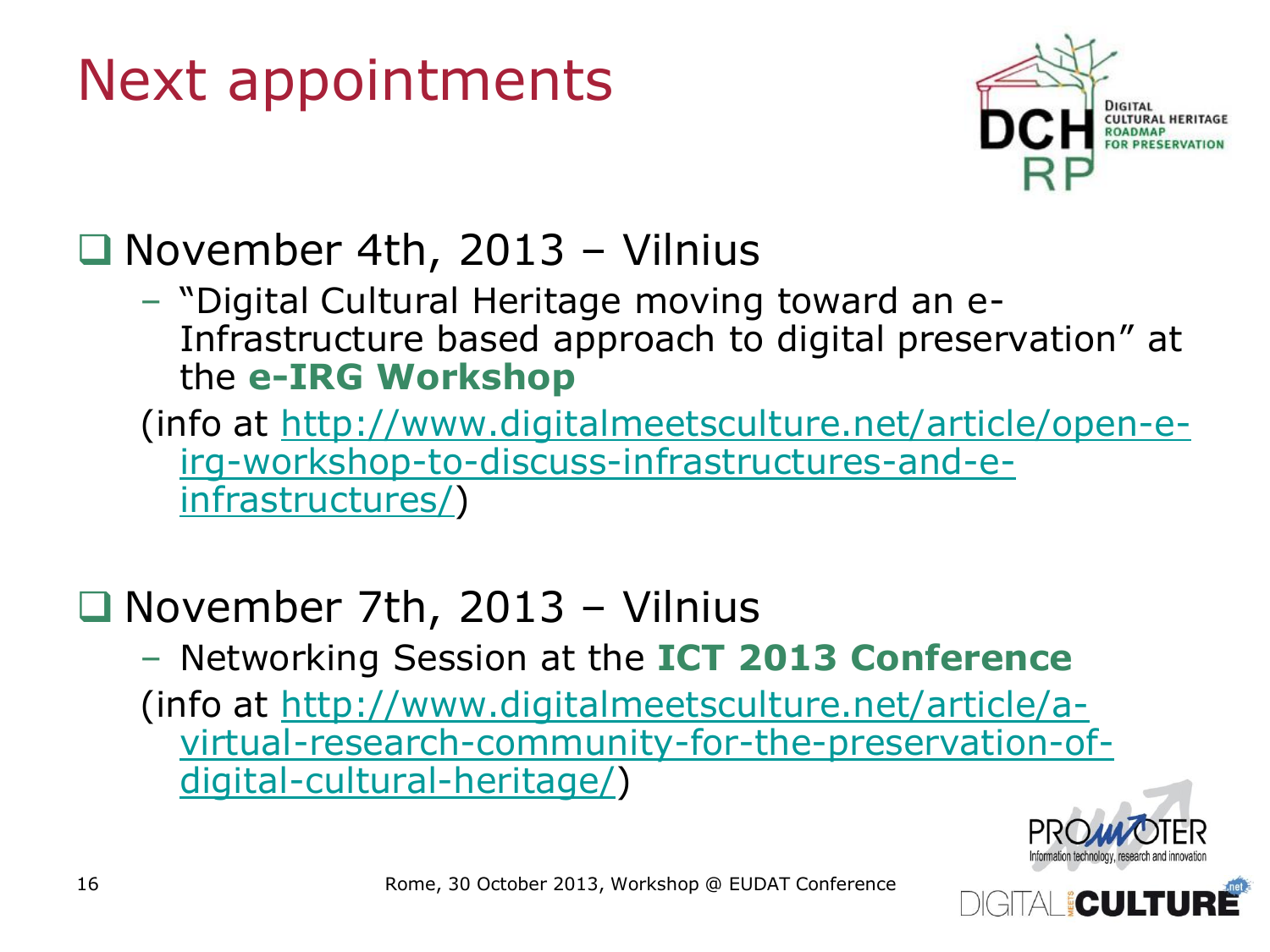# Next appointments

- November 4th, 2013 – Vilnius
  - "Digital Cultural Heritage moving toward an e-Infrastructure based approach to digital preservation" at the **e-IRG Workshop**

  (info at http://www.digitalmeetsculture.net/article/open-e-irg-workshop-to-discuss-infrastructures-and-e-infrastructures/)

- November 7th, 2013 – Vilnius
  - Networking Session at the **ICT 2013 Conference**

  (info at http://www.digitalmeetsculture.net/article/a-virtual-research-community-for-the-preservation-of-digital-cultural-heritage/)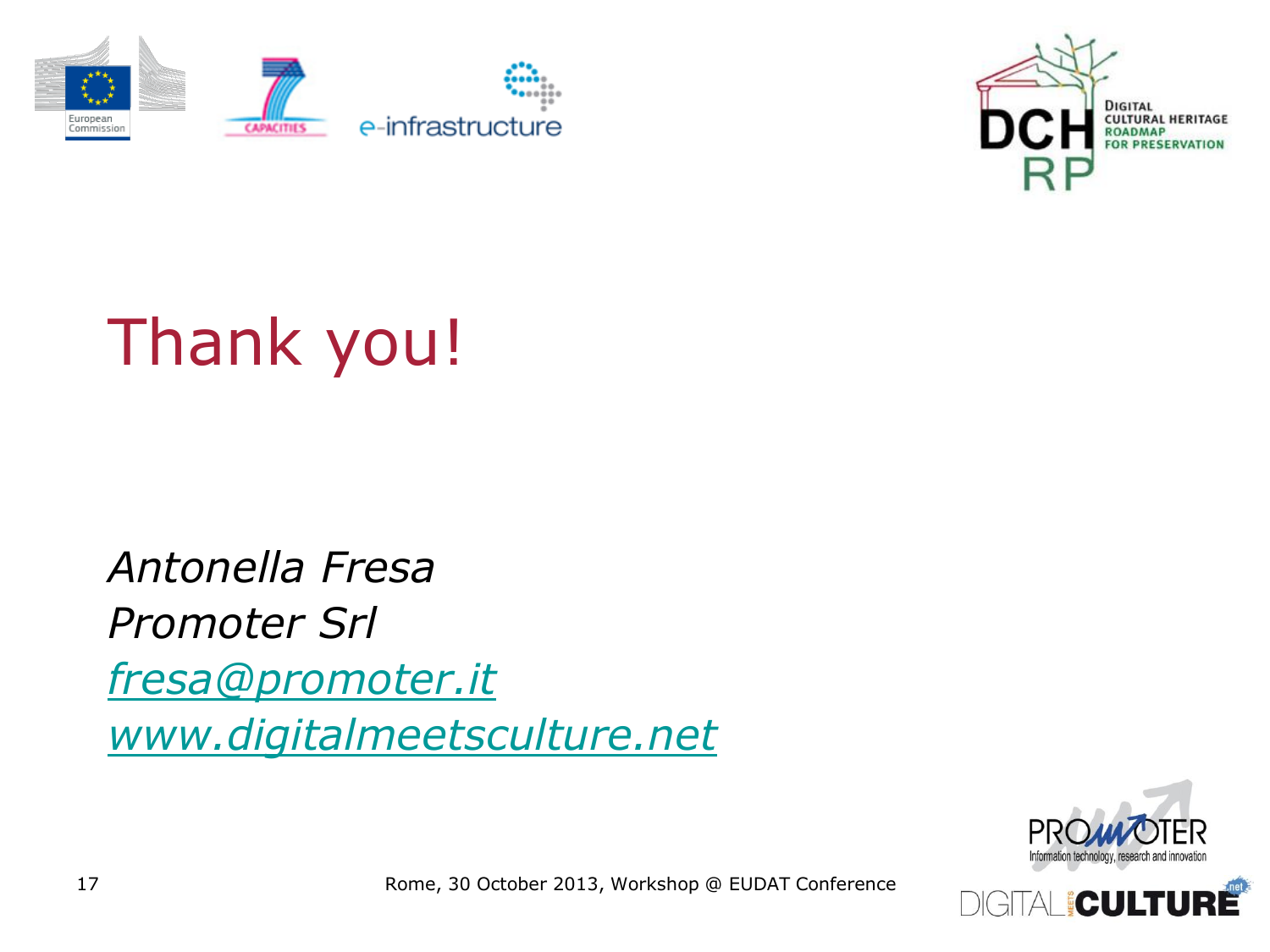# Thank you!

*Antonella Fresa*
*Promoter Srl*
*fresa@promoter.it*
*www.digitalmeetsculture.net*

Rome, 30 October 2013, Workshop @ EUDAT Conference